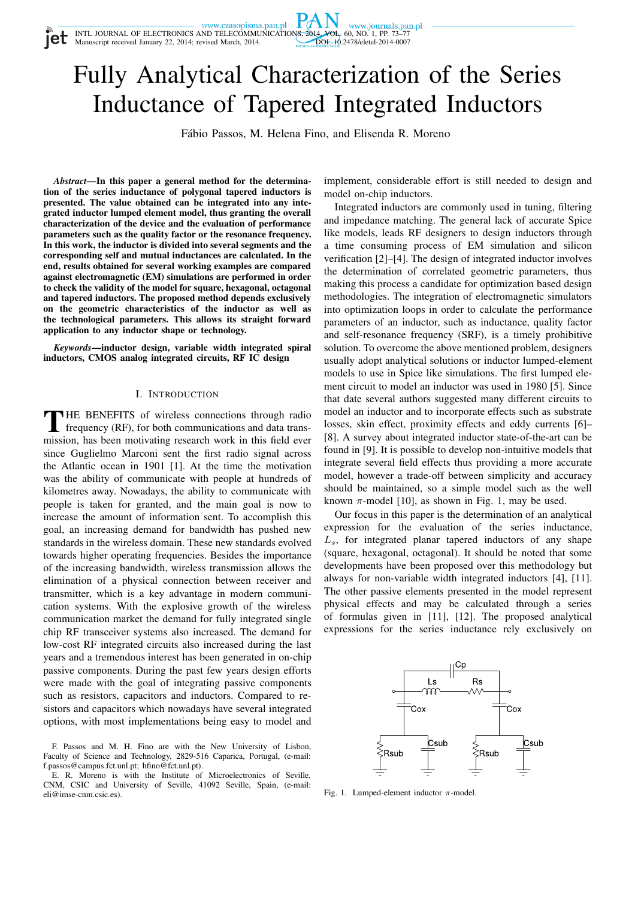# Fully Analytical Characterization of the Series Inductance of Tapered Integrated Inductors

Fábio Passos, M. Helena Fino, and Elisenda R. Moreno

***Abstract*—In this paper a general method for the determination of the series inductance of polygonal tapered inductors is presented. The value obtained can be integrated into any integrated inductor lumped element model, thus granting the overall characterization of the device and the evaluation of performance parameters such as the quality factor or the resonance frequency. In this work, the inductor is divided into several segments and the corresponding self and mutual inductances are calculated. In the end, results obtained for several working examples are compared against electromagnetic (EM) simulations are performed in order to check the validity of the model for square, hexagonal, octagonal and tapered inductors. The proposed method depends exclusively on the geometric characteristics of the inductor as well as the technological parameters. This allows its straight forward application to any inductor shape or technology.**

***Keywords*—inductor design, variable width integrated spiral inductors, CMOS analog integrated circuits, RF IC design**

## I. INTRODUCTION

THE BENEFITS of wireless connections through radio frequency (RF), for both communications and data transmission, has been motivating research work in this field ever since Guglielmo Marconi sent the first radio signal across the Atlantic ocean in 1901 [1]. At the time the motivation was the ability of communicate with people at hundreds of kilometres away. Nowadays, the ability to communicate with people is taken for granted, and the main goal is now to increase the amount of information sent. To accomplish this goal, an increasing demand for bandwidth has pushed new standards in the wireless domain. These new standards evolved towards higher operating frequencies. Besides the importance of the increasing bandwidth, wireless transmission allows the elimination of a physical connection between receiver and transmitter, which is a key advantage in modern communication systems. With the explosive growth of the wireless communication market the demand for fully integrated single chip RF transceiver systems also increased. The demand for low-cost RF integrated circuits also increased during the last years and a tremendous interest has been generated in on-chip passive components. During the past few years design efforts were made with the goal of integrating passive components such as resistors, capacitors and inductors. Compared to resistors and capacitors which nowadays have several integrated options, with most implementations being easy to model and implement, considerable effort is still needed to design and model on-chip inductors.

Integrated inductors are commonly used in tuning, filtering and impedance matching. The general lack of accurate Spice like models, leads RF designers to design inductors through a time consuming process of EM simulation and silicon verification [2]–[4]. The design of integrated inductor involves the determination of correlated geometric parameters, thus making this process a candidate for optimization based design methodologies. The integration of electromagnetic simulators into optimization loops in order to calculate the performance parameters of an inductor, such as inductance, quality factor and self-resonance frequency (SRF), is a timely prohibitive solution. To overcome the above mentioned problem, designers usually adopt analytical solutions or inductor lumped-element models to use in Spice like simulations. The first lumped element circuit to model an inductor was used in 1980 [5]. Since that date several authors suggested many different circuits to model an inductor and to incorporate effects such as substrate losses, skin effect, proximity effects and eddy currents [6]–[8]. A survey about integrated inductor state-of-the-art can be found in [9]. It is possible to develop non-intuitive models that integrate several field effects thus providing a more accurate model, however a trade-off between simplicity and accuracy should be maintained, so a simple model such as the well known $\pi$-model [10], as shown in Fig. 1, may be used.

Our focus in this paper is the determination of an analytical expression for the evaluation of the series inductance, $L_s$, for integrated planar tapered inductors of any shape (square, hexagonal, octagonal). It should be noted that some developments have been proposed over this methodology but always for non-variable width integrated inductors [4], [11]. The other passive elements presented in the model represent physical effects and may be calculated through a series of formulas given in [11], [12]. The proposed analytical expressions for the series inductance rely exclusively on

Cp
Ls
Rs
Cox
Cox
Rsub
Csub
Rsub
Csub

Fig. 1. Lumped-element inductor $\pi$-model.

F. Passos and M. H. Fino are with the New University of Lisbon, Faculty of Science and Technology, 2829-516 Caparica, Portugal, (e-mail: f.passos@campus.fct.unl.pt; hfino@fct.unl.pt).

E. R. Moreno is with the Institute of Microelectronics of Seville, CNM, CSIC and University of Seville, 41092 Seville, Spain, (e-mail: eli@imse-cnm.csic.es).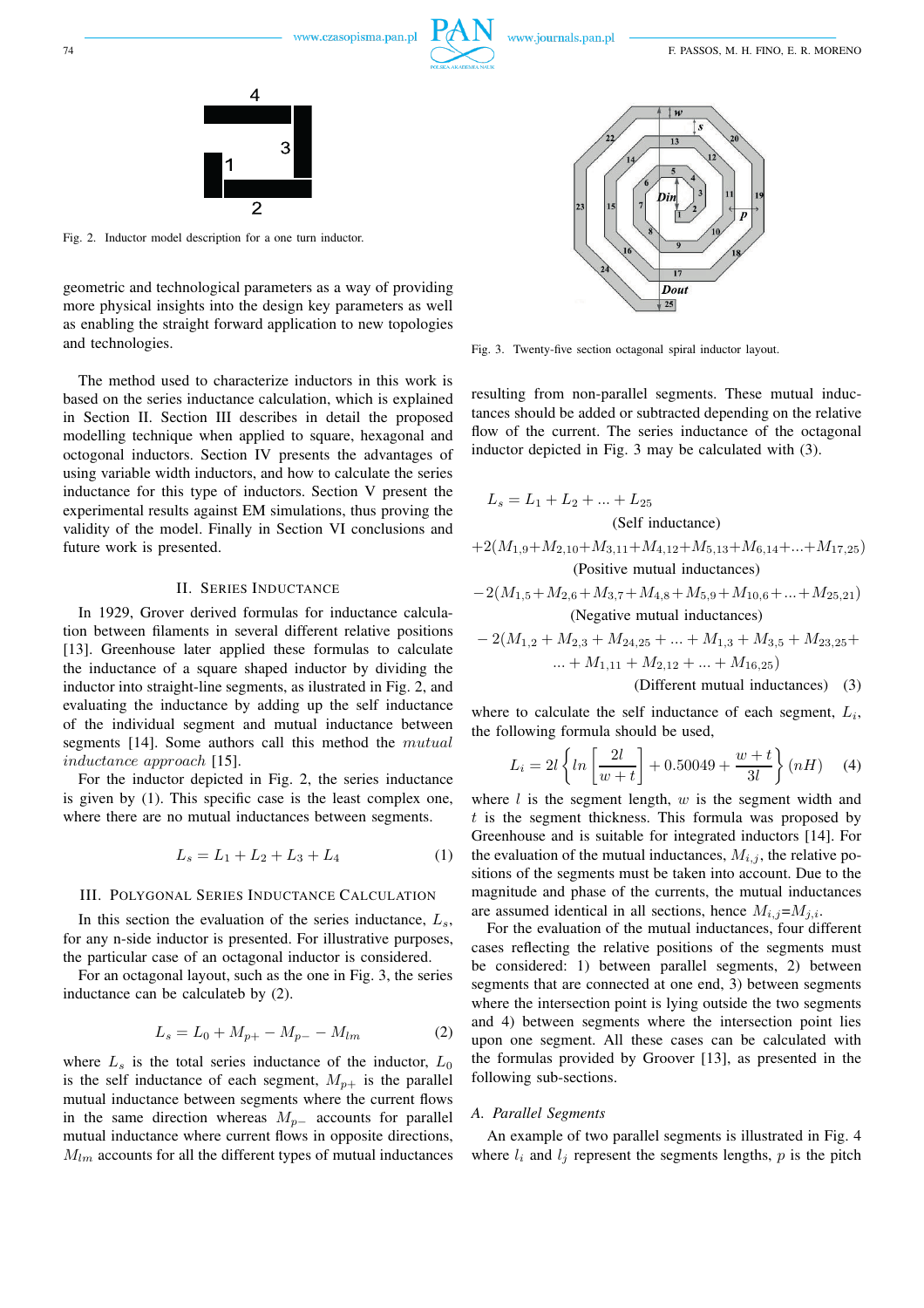Fig. 2. Inductor model description for a one turn inductor.

geometric and technological parameters as a way of providing more physical insights into the design key parameters as well as enabling the straight forward application to new topologies and technologies.

The method used to characterize inductors in this work is based on the series inductance calculation, which is explained in Section II. Section III describes in detail the proposed modelling technique when applied to square, hexagonal and octogonal inductors. Section IV presents the advantages of using variable width inductors, and how to calculate the series inductance for this type of inductors. Section V present the experimental results against EM simulations, thus proving the validity of the model. Finally in Section VI conclusions and future work is presented.

## II. Series Inductance

In 1929, Grover derived formulas for inductance calculation between filaments in several different relative positions [13]. Greenhouse later applied these formulas to calculate the inductance of a square shaped inductor by dividing the inductor into straight-line segments, as illustrated in Fig. 2, and evaluating the inductance by adding up the self inductance of the individual segment and mutual inductance between segments [14]. Some authors call this method the *mutual inductance approach* [15].

For the inductor depicted in Fig. 2, the series inductance is given by (1). This specific case is the least complex one, where there are no mutual inductances between segments.

$$L_s = L_1 + L_2 + L_3 + L_4 \tag{1}$$

## III. Polygonal Series Inductance Calculation

In this section the evaluation of the series inductance, $L_s$, for any n-side inductor is presented. For illustrative purposes, the particular case of an octagonal inductor is considered.

For an octagonal layout, such as the one in Fig. 3, the series inductance can be calculateb by (2).

$$L_s = L_0 + M_{p+} - M_{p-} - M_{lm} \tag{2}$$

where $L_s$ is the total series inductance of the inductor, $L_0$ is the self inductance of each segment, $M_{p+}$ is the parallel mutual inductance between segments where the current flows in the same direction whereas $M_{p-}$ accounts for parallel mutual inductance where current flows in opposite directions, $M_{lm}$ accounts for all the different types of mutual inductances resulting from non-parallel segments. These mutual inductances should be added or subtracted depending on the relative flow of the current. The series inductance of the octagonal inductor depicted in Fig. 3 may be calculated with (3).

Fig. 3. Twenty-five section octagonal spiral inductor layout.

$$
\begin{aligned}
&L_s = L_1 + L_2 + ... + L_{25} \\
&\qquad \text{(Self inductance)} \\
&+2(M_{1,9}+M_{2,10}+M_{3,11}+M_{4,12}+M_{5,13}+M_{6,14}+...+M_{17,25}) \\
&\qquad \text{(Positive mutual inductances)} \\
&-2(M_{1,5}+M_{2,6}+M_{3,7}+M_{4,8}+M_{5,9}+M_{10,6}+...+M_{25,21}) \\
&\qquad \text{(Negative mutual inductances)} \\
&-2(M_{1,2}+M_{2,3}+M_{24,25}+...+M_{1,3}+M_{3,5}+M_{23,25}+ \\
&\qquad ...+M_{1,11}+M_{2,12}+...+M_{16,25}) \\
&\qquad \text{(Different mutual inductances)}
\end{aligned} \tag{3}
$$

where to calculate the self inductance of each segment, $L_i$, the following formula should be used,

$$L_i = 2l\left\{ln\left[\frac{2l}{w+t}\right] + 0.50049 + \frac{w+t}{3l}\right\}(nH) \tag{4}$$

where $l$ is the segment length, $w$ is the segment width and $t$ is the segment thickness. This formula was proposed by Greenhouse and is suitable for integrated inductors [14]. For the evaluation of the mutual inductances, $M_{i,j}$, the relative positions of the segments must be taken into account. Due to the magnitude and phase of the currents, the mutual inductances are assumed identical in all sections, hence $M_{i,j}$=$M_{j,i}$.

For the evaluation of the mutual inductances, four different cases reflecting the relative positions of the segments must be considered: 1) between parallel segments, 2) between segments that are connected at one end, 3) between segments where the intersection point is lying outside the two segments and 4) between segments where the intersection point lies upon one segment. All these cases can be calculated with the formulas provided by Groover [13], as presented in the following sub-sections.

### A. Parallel Segments

An example of two parallel segments is illustrated in Fig. 4 where $l_i$ and $l_j$ represent the segments lengths, $p$ is the pitch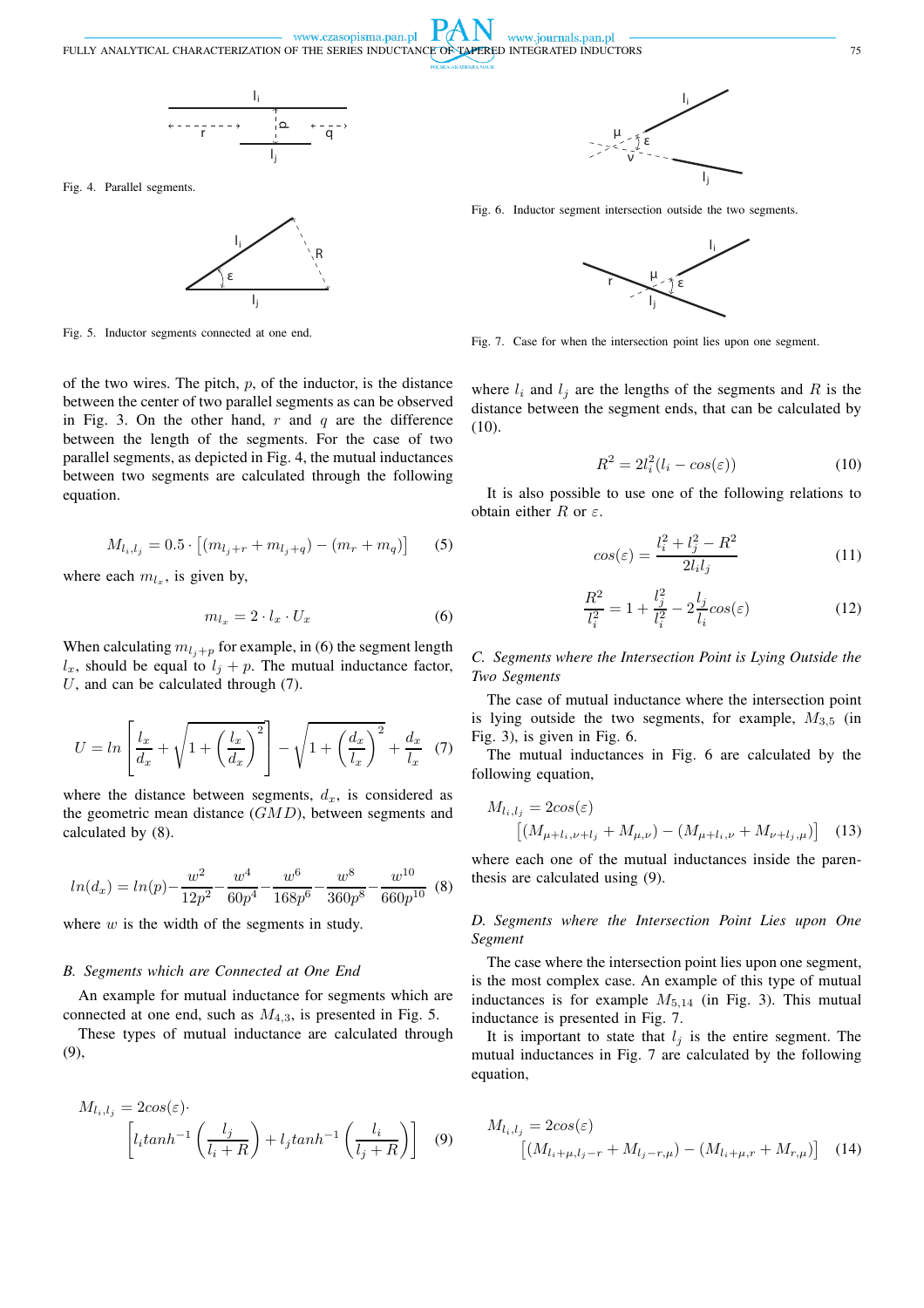Fig. 4. Parallel segments.

Fig. 5. Inductor segments connected at one end.

of the two wires. The pitch, $p$, of the inductor, is the distance between the center of two parallel segments as can be observed in Fig. 3. On the other hand, $r$ and $q$ are the difference between the length of the segments. For the case of two parallel segments, as depicted in Fig. 4, the mutual inductances between two segments are calculated through the following equation.

$$M_{l_i,l_j} = 0.5 \cdot \left[ (m_{l_j+r} + m_{l_j+q}) - (m_r + m_q) \right] \quad (5)$$

where each $m_{l_x}$, is given by,

$$m_{l_x} = 2 \cdot l_x \cdot U_x \quad (6)$$

When calculating $m_{l_j+p}$ for example, in (6) the segment length $l_x$, should be equal to $l_j + p$. The mutual inductance factor, $U$, and can be calculated through (7).

$$U = ln \left[ \frac{l_x}{d_x} + \sqrt{1 + \left(\frac{l_x}{d_x}\right)^2} \right] - \sqrt{1 + \left(\frac{d_x}{l_x}\right)^2} + \frac{d_x}{l_x} \quad (7)$$

where the distance between segments, $d_x$, is considered as the geometric mean distance ($GMD$), between segments and calculated by (8).

$$ln(d_x) = ln(p) - \frac{w^2}{12p^2} - \frac{w^4}{60p^4} - \frac{w^6}{168p^6} - \frac{w^8}{360p^8} - \frac{w^{10}}{660p^{10}} \quad (8)$$

where $w$ is the width of the segments in study.

### B. Segments which are Connected at One End

An example for mutual inductance for segments which are connected at one end, such as $M_{4,3}$, is presented in Fig. 5.

These types of mutual inductance are calculated through (9),

$$M_{l_i,l_j} = 2cos(\varepsilon) \cdot \left[ l_i tanh^{-1}\left(\frac{l_j}{l_i + R}\right) + l_j tanh^{-1}\left(\frac{l_i}{l_j + R}\right) \right] \quad (9)$$

Fig. 6. Inductor segment intersection outside the two segments.

Fig. 7. Case for when the intersection point lies upon one segment.

where $l_i$ and $l_j$ are the lengths of the segments and $R$ is the distance between the segment ends, that can be calculated by (10).

$$R^2 = 2l_i^2(l_i - cos(\varepsilon)) \quad (10)$$

It is also possible to use one of the following relations to obtain either $R$ or $\varepsilon$.

$$cos(\varepsilon) = \frac{l_i^2 + l_j^2 - R^2}{2l_i l_j} \quad (11)$$

$$\frac{R^2}{l_i^2} = 1 + \frac{l_j^2}{l_i^2} - 2\frac{l_j}{l_i}cos(\varepsilon) \quad (12)$$

### C. Segments where the Intersection Point is Lying Outside the Two Segments

The case of mutual inductance where the intersection point is lying outside the two segments, for example, $M_{3,5}$ (in Fig. 3), is given in Fig. 6.

The mutual inductances in Fig. 6 are calculated by the following equation,

$$M_{l_i,l_j} = 2cos(\varepsilon) \left[ (M_{\mu+l_i,\nu+l_j} + M_{\mu,\nu}) - (M_{\mu+l_i,\nu} + M_{\nu+l_j,\mu}) \right] \quad (13)$$

where each one of the mutual inductances inside the parenthesis are calculated using (9).

### D. Segments where the Intersection Point Lies upon One Segment

The case where the intersection point lies upon one segment, is the most complex case. An example of this type of mutual inductances is for example $M_{5,14}$ (in Fig. 3). This mutual inductance is presented in Fig. 7.

It is important to state that $l_j$ is the entire segment. The mutual inductances in Fig. 7 are calculated by the following equation,

$$M_{l_i,l_j} = 2cos(\varepsilon) \left[ (M_{l_i+\mu,l_j-r} + M_{l_j-r,\mu}) - (M_{l_i+\mu,r} + M_{r,\mu}) \right] \quad (14)$$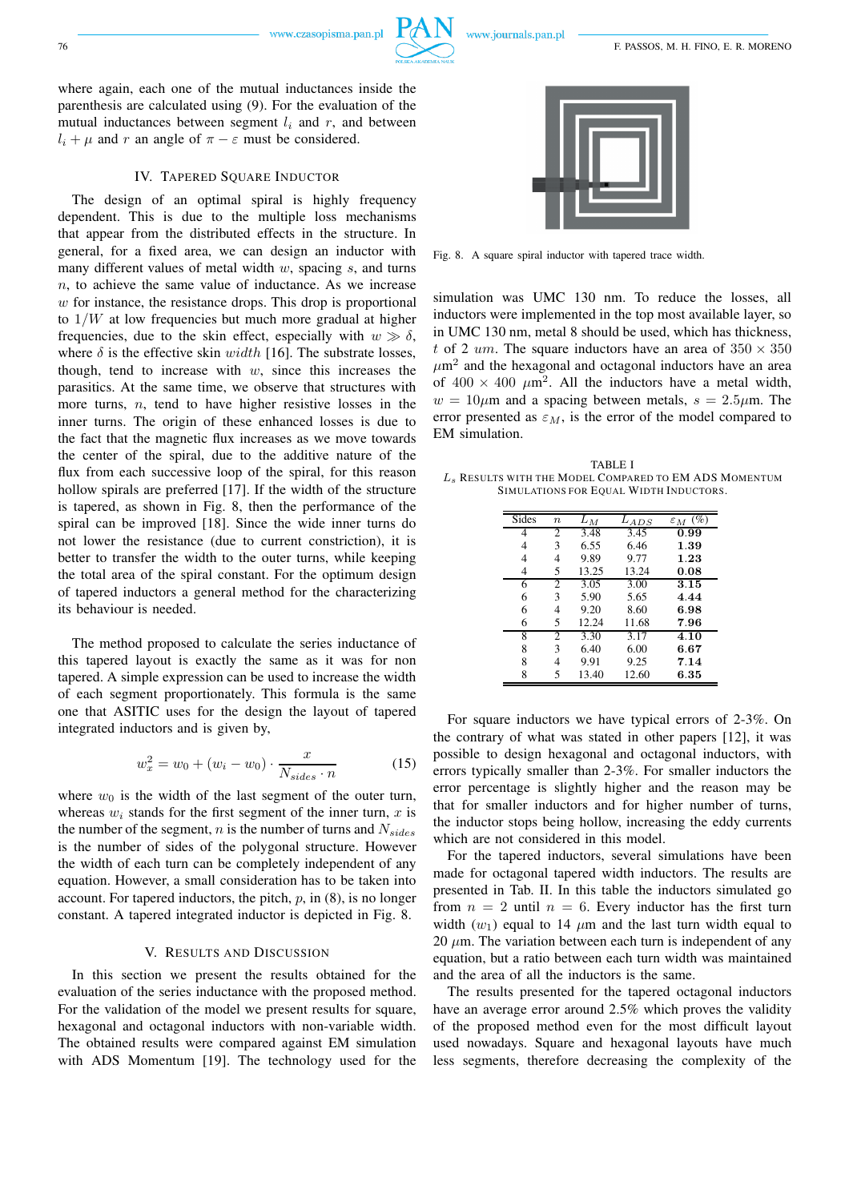where again, each one of the mutual inductances inside the parenthesis are calculated using (9). For the evaluation of the mutual inductances between segment $l_i$ and $r$, and between $l_i + \mu$ and $r$ an angle of $\pi - \varepsilon$ must be considered.

## IV. Tapered Square Inductor

The design of an optimal spiral is highly frequency dependent. This is due to the multiple loss mechanisms that appear from the distributed effects in the structure. In general, for a fixed area, we can design an inductor with many different values of metal width $w$, spacing $s$, and turns $n$, to achieve the same value of inductance. As we increase $w$ for instance, the resistance drops. This drop is proportional to $1/W$ at low frequencies but much more gradual at higher frequencies, due to the skin effect, especially with $w \gg \delta$, where $\delta$ is the effective skin *width* [16]. The substrate losses, though, tend to increase with $w$, since this increases the parasitics. At the same time, we observe that structures with more turns, $n$, tend to have higher resistive losses in the inner turns. The origin of these enhanced losses is due to the fact that the magnetic flux increases as we move towards the center of the spiral, due to the additive nature of the flux from each successive loop of the spiral, for this reason hollow spirals are preferred [17]. If the width of the structure is tapered, as shown in Fig. 8, then the performance of the spiral can be improved [18]. Since the wide inner turns do not lower the resistance (due to current constriction), it is better to transfer the width to the outer turns, while keeping the total area of the spiral constant. For the optimum design of tapered inductors a general method for the characterizing its behaviour is needed.

The method proposed to calculate the series inductance of this tapered layout is exactly the same as it was for non tapered. A simple expression can be used to increase the width of each segment proportionately. This formula is the same one that ASITIC uses for the design the layout of tapered integrated inductors and is given by,

$$w_x^2 = w_0 + (w_i - w_0) \cdot \frac{x}{N_{sides} \cdot n} \tag{15}$$

where $w_0$ is the width of the last segment of the outer turn, whereas $w_i$ stands for the first segment of the inner turn, $x$ is the number of the segment, $n$ is the number of turns and $N_{sides}$ is the number of sides of the polygonal structure. However the width of each turn can be completely independent of any equation. However, a small consideration has to be taken into account. For tapered inductors, the pitch, $p$, in (8), is no longer constant. A tapered integrated inductor is depicted in Fig. 8.

Fig. 8. A square spiral inductor with tapered trace width.

## V. Results and Discussion

In this section we present the results obtained for the evaluation of the series inductance with the proposed method. For the validation of the model we present results for square, hexagonal and octagonal inductors with non-variable width. The obtained results were compared against EM simulation with ADS Momentum [19]. The technology used for the simulation was UMC 130 nm. To reduce the losses, all inductors were implemented in the top most available layer, so in UMC 130 nm, metal 8 should be used, which has thickness, $t$ of 2 $um$. The square inductors have an area of $350 \times 350$ $\mu$m$^2$ and the hexagonal and octagonal inductors have an area of $400 \times 400$ $\mu$m$^2$. All the inductors have a metal width, $w = 10\mu$m and a spacing between metals, $s = 2.5\mu$m. The error presented as $\varepsilon_M$, is the error of the model compared to EM simulation.

TABLE I
$L_s$ Results with the Model Compared to EM ADS Momentum Simulations for Equal Width Inductors.

| Sides | $n$ | $L_M$ | $L_{ADS}$ | $\varepsilon_M$ (%) |
|---|---|---|---|---|
| 4 | 2 | 3.48 | 3.45 | **0.99** |
| 4 | 3 | 6.55 | 6.46 | **1.39** |
| 4 | 4 | 9.89 | 9.77 | **1.23** |
| 4 | 5 | 13.25 | 13.24 | **0.08** |
| 6 | 2 | 3.05 | 3.00 | **3.15** |
| 6 | 3 | 5.90 | 5.65 | **4.44** |
| 6 | 4 | 9.20 | 8.60 | **6.98** |
| 6 | 5 | 12.24 | 11.68 | **7.96** |
| 8 | 2 | 3.30 | 3.17 | **4.10** |
| 8 | 3 | 6.40 | 6.00 | **6.67** |
| 8 | 4 | 9.91 | 9.25 | **7.14** |
| 8 | 5 | 13.40 | 12.60 | **6.35** |

For square inductors we have typical errors of 2-3%. On the contrary of what was stated in other papers [12], it was possible to design hexagonal and octagonal inductors, with errors typically smaller than 2-3%. For smaller inductors the error percentage is slightly higher and the reason may be that for smaller inductors and for higher number of turns, the inductor stops being hollow, increasing the eddy currents which are not considered in this model.

For the tapered inductors, several simulations have been made for octagonal tapered width inductors. The results are presented in Tab. II. In this table the inductors simulated go from $n = 2$ until $n = 6$. Every inductor has the first turn width ($w_1$) equal to 14 $\mu$m and the last turn width equal to 20 $\mu$m. The variation between each turn is independent of any equation, but a ratio between each turn width was maintained and the area of all the inductors is the same.

The results presented for the tapered octagonal inductors have an average error around 2.5% which proves the validity of the proposed method even for the most difficult layout used nowadays. Square and hexagonal layouts have much less segments, therefore decreasing the complexity of the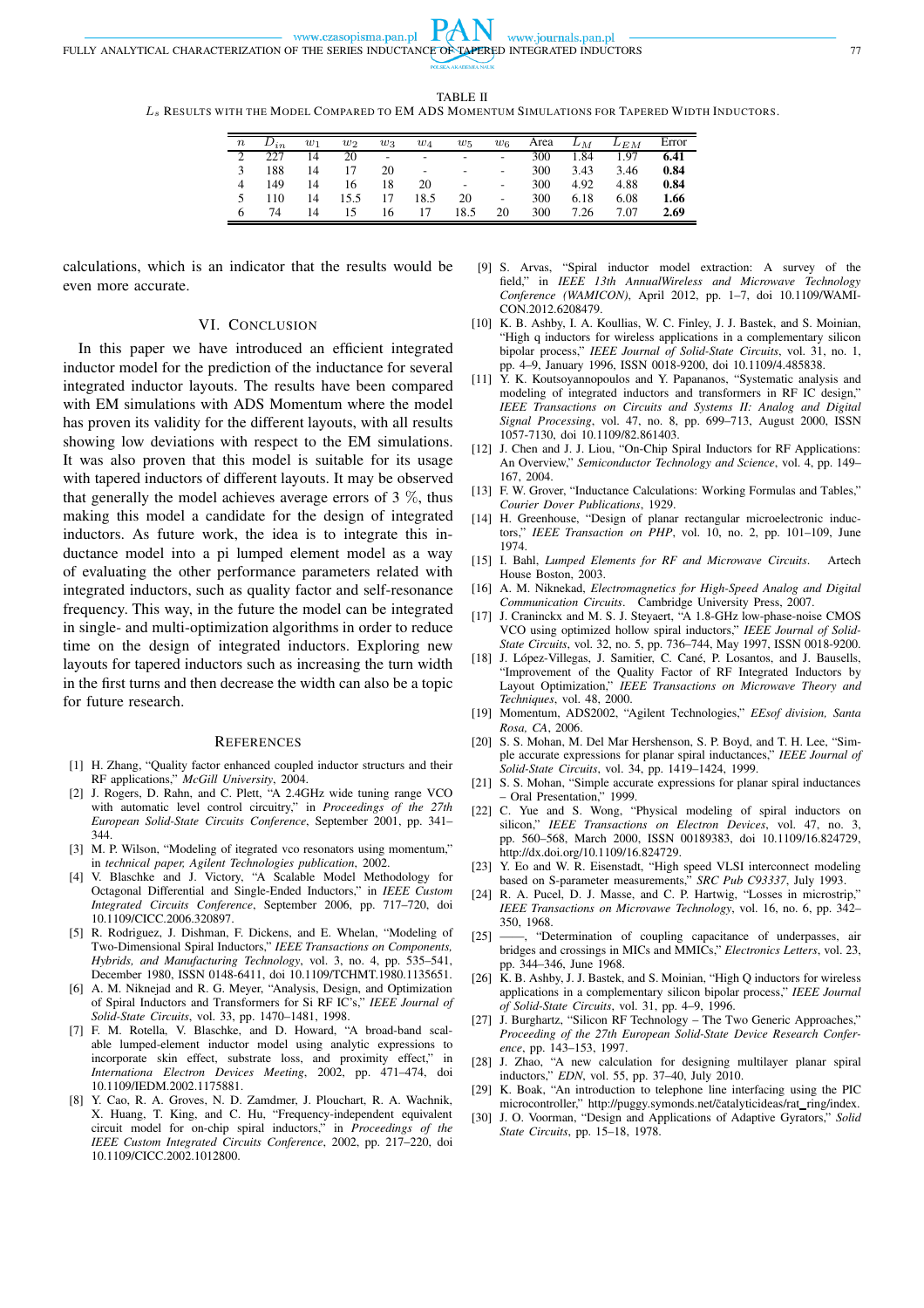TABLE II

$L_s$ RESULTS WITH THE MODEL COMPARED TO EM ADS MOMENTUM SIMULATIONS FOR TAPERED WIDTH INDUCTORS.

| $n$ | $D_{in}$ | $w_1$ | $w_2$ | $w_3$ | $w_4$ | $w_5$ | $w_6$ | Area | $L_M$ | $L_{EM}$ | Error |
|---|---|---|---|---|---|---|---|---|---|---|---|
| 2 | 227 | 14 | 20 | - | - | - | - | 300 | 1.84 | 1.97 | **6.41** |
| 3 | 188 | 14 | 17 | 20 | - | - | - | 300 | 3.43 | 3.46 | **0.84** |
| 4 | 149 | 14 | 16 | 18 | 20 | - | - | 300 | 4.92 | 4.88 | **0.84** |
| 5 | 110 | 14 | 15.5 | 17 | 18.5 | 20 | - | 300 | 6.18 | 6.08 | **1.66** |
| 6 | 74 | 14 | 15 | 16 | 17 | 18.5 | 20 | 300 | 7.26 | 7.07 | **2.69** |

calculations, which is an indicator that the results would be even more accurate.

## VI. CONCLUSION

In this paper we have introduced an efficient integrated inductor model for the prediction of the inductance for several integrated inductor layouts. The results have been compared with EM simulations with ADS Momentum where the model has proven its validity for the different layouts, with all results showing low deviations with respect to the EM simulations. It was also proven that this model is suitable for its usage with tapered inductors of different layouts. It may be observed that generally the model achieves average errors of 3 %, thus making this model a candidate for the design of integrated inductors. As future work, the idea is to integrate this inductance model into a pi lumped element model as a way of evaluating the other performance parameters related with integrated inductors, such as quality factor and self-resonance frequency. This way, in the future the model can be integrated in single- and multi-optimization algorithms in order to reduce time on the design of integrated inductors. Exploring new layouts for tapered inductors such as increasing the turn width in the first turns and then decrease the width can also be a topic for future research.

## REFERENCES

[1] H. Zhang, "Quality factor enhanced coupled inductor structurs and their RF applications," *McGill University*, 2004.

[2] J. Rogers, D. Rahn, and C. Plett, "A 2.4GHz wide tuning range VCO with automatic level control circuitry," in *Proceedings of the 27th European Solid-State Circuits Conference*, September 2001, pp. 341–344.

[3] M. P. Wilson, "Modeling of itegrated vco resonators using momentum," in *technical paper, Agilent Technologies publication*, 2002.

[4] V. Blaschke and J. Victory, "A Scalable Model Methodology for Octagonal Differential and Single-Ended Inductors," in *IEEE Custom Integrated Circuits Conference*, September 2006, pp. 717–720, doi 10.1109/CICC.2006.320897.

[5] R. Rodriguez, J. Dishman, F. Dickens, and E. Whelan, "Modeling of Two-Dimensional Spiral Inductors," *IEEE Transactions on Components, Hybrids, and Manufacturing Technology*, vol. 3, no. 4, pp. 535–541, December 1980, ISSN 0148-6411, doi 10.1109/TCHMT.1980.1135651.

[6] A. M. Niknejad and R. G. Meyer, "Analysis, Design, and Optimization of Spiral Inductors and Transformers for Si RF IC's," *IEEE Journal of Solid-State Circuits*, vol. 33, pp. 1470–1481, 1998.

[7] F. M. Rotella, V. Blaschke, and D. Howard, "A broad-band scalable lumped-element inductor model using analytic expressions to incorporate skin effect, substrate loss, and proximity effect," in *Internationa Electron Devices Meeting*, 2002, pp. 471–474, doi 10.1109/IEDM.2002.1175881.

[8] Y. Cao, R. A. Groves, N. D. Zamdmer, J. Plouchart, R. A. Wachnik, X. Huang, T. King, and C. Hu, "Frequency-independent equivalent circuit model for on-chip spiral inductors," in *Proceedings of the IEEE Custom Integrated Circuits Conference*, 2002, pp. 217–220, doi 10.1109/CICC.2002.1012800.

[9] S. Arvas, "Spiral inductor model extraction: A survey of the field," in *IEEE 13th AnnualWireless and Microwave Technology Conference (WAMICON)*, April 2012, pp. 1–7, doi 10.1109/WAMICON.2012.6208479.

[10] K. B. Ashby, I. A. Koullias, W. C. Finley, J. J. Bastek, and S. Moinian, "High q inductors for wireless applications in a complementary silicon bipolar process," *IEEE Journal of Solid-State Circuits*, vol. 31, no. 1, pp. 4–9, January 1996, ISSN 0018-9200, doi 10.1109/4.485838.

[11] Y. K. Koutsoyannopoulos and Y. Papananos, "Systematic analysis and modeling of integrated inductors and transformers in RF IC design," *IEEE Transactions on Circuits and Systems II: Analog and Digital Signal Processing*, vol. 47, no. 8, pp. 699–713, August 2000, ISSN 1057-7130, doi 10.1109/82.861403.

[12] J. Chen and J. J. Liou, "On-Chip Spiral Inductors for RF Applications: An Overview," *Semiconductor Technology and Science*, vol. 4, pp. 149–167, 2004.

[13] F. W. Grover, "Inductance Calculations: Working Formulas and Tables," *Courier Dover Publications*, 1929.

[14] H. Greenhouse, "Design of planar rectangular microelectronic inductors," *IEEE Transaction on PHP*, vol. 10, no. 2, pp. 101–109, June 1974.

[15] I. Bahl, *Lumped Elements for RF and Microwave Circuits*. Artech House Boston, 2003.

[16] A. M. Niknekad, *Electromagnetics for High-Speed Analog and Digital Communication Circuits*. Cambridge University Press, 2007.

[17] J. Craninckx and M. S. J. Steyaert, "A 1.8-GHz low-phase-noise CMOS VCO using optimized hollow spiral inductors," *IEEE Journal of Solid-State Circuits*, vol. 32, no. 5, pp. 736–744, May 1997, ISSN 0018-9200.

[18] J. López-Villegas, J. Samitier, C. Cané, P. Losantos, and J. Bausells, "Improvement of the Quality Factor of RF Integrated Inductors by Layout Optimization," *IEEE Transactions on Microwave Theory and Techniques*, vol. 48, 2000.

[19] Momentum, ADS2002, "Agilent Technologies," *EEsof division, Santa Rosa, CA*, 2006.

[20] S. S. Mohan, M. Del Mar Hershenson, S. P. Boyd, and T. H. Lee, "Simple accurate expressions for planar spiral inductances," *IEEE Journal of Solid-State Circuits*, vol. 34, pp. 1419–1424, 1999.

[21] S. S. Mohan, "Simple accurate expressions for planar spiral inductances – Oral Presentation," 1999.

[22] C. Yue and S. Wong, "Physical modeling of spiral inductors on silicon," *IEEE Transactions on Electron Devices*, vol. 47, no. 3, pp. 560–568, March 2000, ISSN 00189383, doi 10.1109/16.824729, http://dx.doi.org/10.1109/16.824729.

[23] Y. Eo and W. R. Eisenstadt, "High speed VLSI interconnect modeling based on S-parameter measurements," *SRC Pub C93337*, July 1993.

[24] R. A. Pucel, D. J. Masse, and C. P. Hartwig, "Losses in microstrip," *IEEE Transactions on Microvawe Technology*, vol. 16, no. 6, pp. 342–350, 1968.

[25] ——, "Determination of coupling capacitance of underpasses, air bridges and crossings in MICs and MMICs," *Electronics Letters*, vol. 23, pp. 344–346, June 1968.

[26] K. B. Ashby, J. J. Bastek, and S. Moinian, "High Q inductors for wireless applications in a complementary silicon bipolar process," *IEEE Journal of Solid-State Circuits*, vol. 31, pp. 4–9, 1996.

[27] J. Burghartz, "Silicon RF Technology – The Two Generic Approaches," *Proceeding of the 27th European Solid-State Device Research Conference*, pp. 143–153, 1997.

[28] J. Zhao, "A new calculation for designing multilayer planar spiral inductors," *EDN*, vol. 55, pp. 37–40, July 2010.

[29] K. Boak, "An introduction to telephone line interfacing using the PIC microcontroller," http://puggy.symonds.net/catalyticideas/rat_ring/index.

[30] J. O. Voorman, "Design and Applications of Adaptive Gyrators," *Solid State Circuits*, pp. 15–18, 1978.